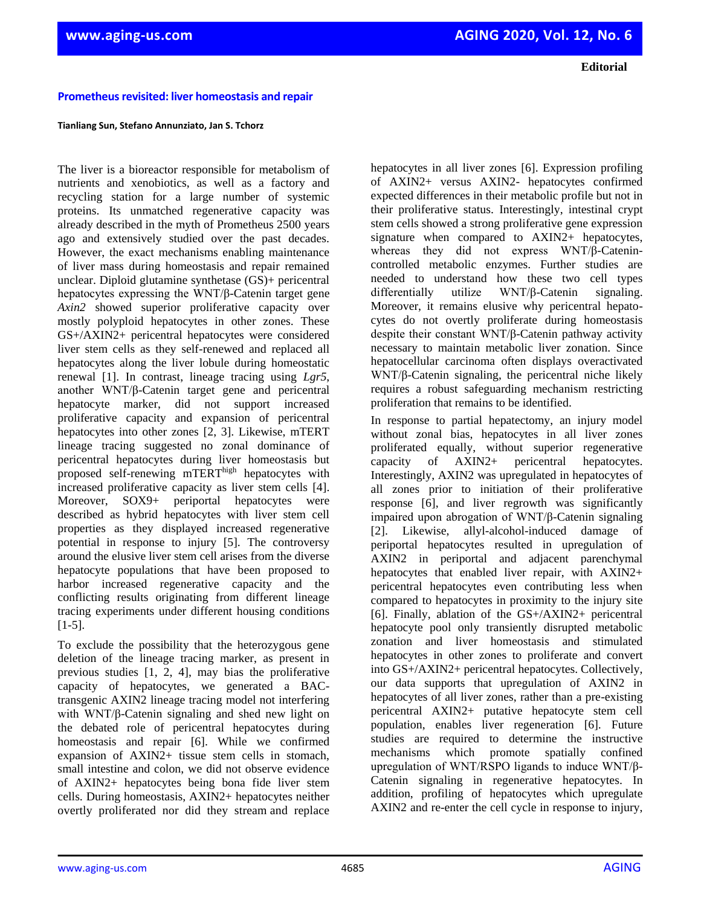**Editorial**

# Prometheus revisited: liver homeostasis and repair

**Tianliang Sun, Stefano Annunziato, Jan S. Tchorz**

The liver is a bioreactor responsible for metabolism of nutrients and xenobiotics, as well as a factory and recycling station for a large number of systemic proteins. Its unmatched regenerative capacity was already described in the myth of Prometheus 2500 years ago and extensively studied over the past decades. However, the exact mechanisms enabling maintenance of liver mass during homeostasis and repair remained unclear. Diploid glutamine synthetase (GS)+ pericentral hepatocytes expressing the WNT/β-Catenin target gene *Axin2* showed superior proliferative capacity over mostly polyploid hepatocytes in other zones. These GS+/AXIN2+ pericentral hepatocytes were considered liver stem cells as they self-renewed and replaced all hepatocytes along the liver lobule during homeostatic renewal [1]. In contrast, lineage tracing using *Lgr5*, another WNT/β-Catenin target gene and pericentral hepatocyte marker, did not support increased proliferative capacity and expansion of pericentral hepatocytes into other zones [2, 3]. Likewise, mTERT lineage tracing suggested no zonal dominance of pericentral hepatocytes during liver homeostasis but proposed self-renewing mTERT$^{high}$ hepatocytes with increased proliferative capacity as liver stem cells [4]. Moreover, SOX9+ periportal hepatocytes were described as hybrid hepatocytes with liver stem cell properties as they displayed increased regenerative potential in response to injury [5]. The controversy around the elusive liver stem cell arises from the diverse hepatocyte populations that have been proposed to harbor increased regenerative capacity and the conflicting results originating from different lineage tracing experiments under different housing conditions [1-5].

To exclude the possibility that the heterozygous gene deletion of the lineage tracing marker, as present in previous studies [1, 2, 4], may bias the proliferative capacity of hepatocytes, we generated a BAC-transgenic AXIN2 lineage tracing model not interfering with WNT/β-Catenin signaling and shed new light on the debated role of pericentral hepatocytes during homeostasis and repair [6]. While we confirmed expansion of AXIN2+ tissue stem cells in stomach, small intestine and colon, we did not observe evidence of AXIN2+ hepatocytes being bona fide liver stem cells. During homeostasis, AXIN2+ hepatocytes neither overtly proliferated nor did they stream and replace hepatocytes in all liver zones [6]. Expression profiling of AXIN2+ versus AXIN2- hepatocytes confirmed expected differences in their metabolic profile but not in their proliferative status. Interestingly, intestinal crypt stem cells showed a strong proliferative gene expression signature when compared to AXIN2+ hepatocytes, whereas they did not express WNT/β-Catenin-controlled metabolic enzymes. Further studies are needed to understand how these two cell types differentially utilize WNT/β-Catenin signaling. Moreover, it remains elusive why pericentral hepatocytes do not overtly proliferate during homeostasis despite their constant WNT/β-Catenin pathway activity necessary to maintain metabolic liver zonation. Since hepatocellular carcinoma often displays overactivated WNT/β-Catenin signaling, the pericentral niche likely requires a robust safeguarding mechanism restricting proliferation that remains to be identified.

In response to partial hepatectomy, an injury model without zonal bias, hepatocytes in all liver zones proliferated equally, without superior regenerative capacity of AXIN2+ pericentral hepatocytes. Interestingly, AXIN2 was upregulated in hepatocytes of all zones prior to initiation of their proliferative response [6], and liver regrowth was significantly impaired upon abrogation of WNT/β-Catenin signaling [2]. Likewise, allyl-alcohol-induced damage of periportal hepatocytes resulted in upregulation of AXIN2 in periportal and adjacent parenchymal hepatocytes that enabled liver repair, with AXIN2+ pericentral hepatocytes even contributing less when compared to hepatocytes in proximity to the injury site [6]. Finally, ablation of the GS+/AXIN2+ pericentral hepatocyte pool only transiently disrupted metabolic zonation and liver homeostasis and stimulated hepatocytes in other zones to proliferate and convert into GS+/AXIN2+ pericentral hepatocytes. Collectively, our data supports that upregulation of AXIN2 in hepatocytes of all liver zones, rather than a pre-existing pericentral AXIN2+ putative hepatocyte stem cell population, enables liver regeneration [6]. Future studies are required to determine the instructive mechanisms which promote spatially confined upregulation of WNT/RSPO ligands to induce WNT/β-Catenin signaling in regenerative hepatocytes. In addition, profiling of hepatocytes which upregulate AXIN2 and re-enter the cell cycle in response to injury,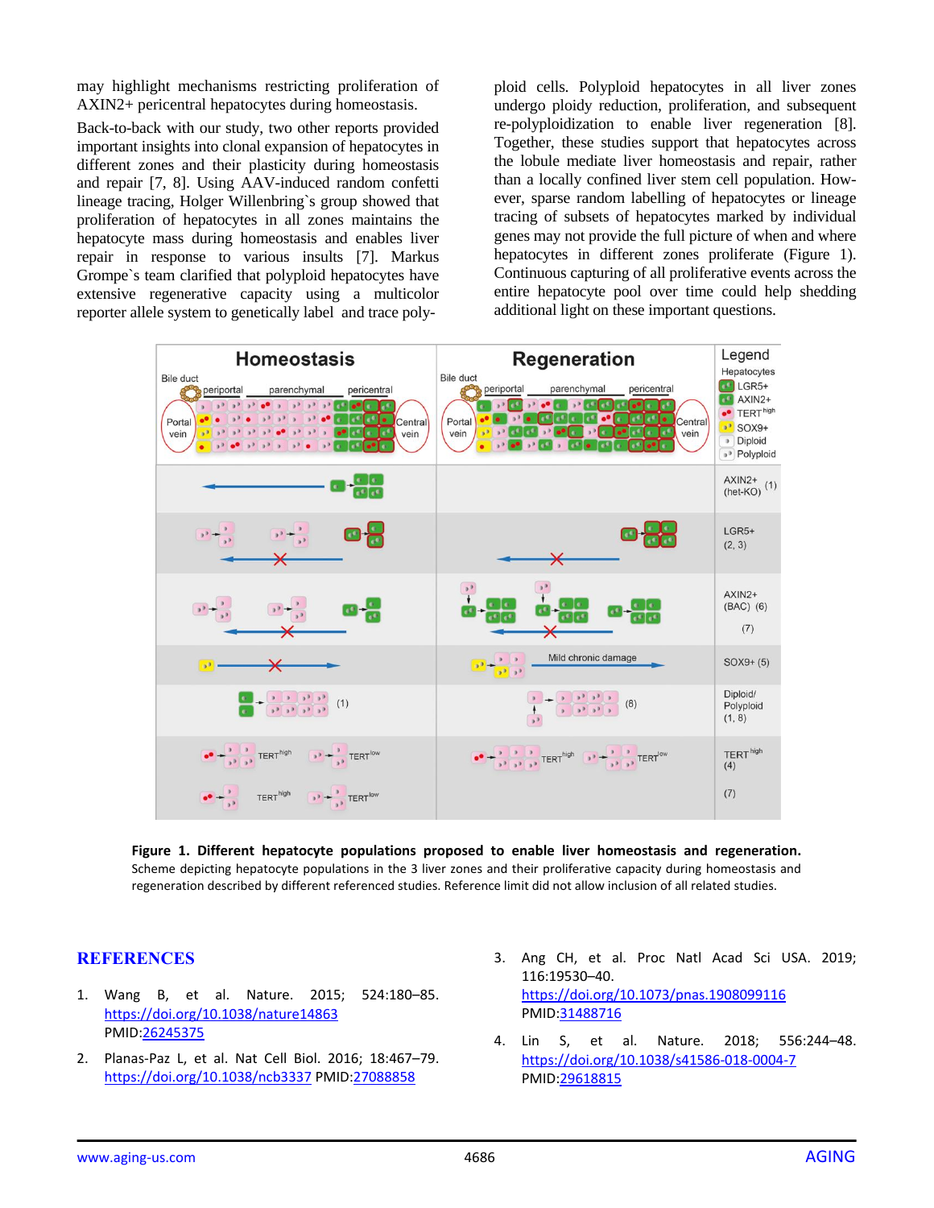may highlight mechanisms restricting proliferation of AXIN2+ pericentral hepatocytes during homeostasis.

Back-to-back with our study, two other reports provided important insights into clonal expansion of hepatocytes in different zones and their plasticity during homeostasis and repair [7, 8]. Using AAV-induced random confetti lineage tracing, Holger Willenbring`s group showed that proliferation of hepatocytes in all zones maintains the hepatocyte mass during homeostasis and enables liver repair in response to various insults [7]. Markus Grompe`s team clarified that polyploid hepatocytes have extensive regenerative capacity using a multicolor reporter allele system to genetically label and trace polyploid cells. Polyploid hepatocytes in all liver zones undergo ploidy reduction, proliferation, and subsequent re-polyploidization to enable liver regeneration [8]. Together, these studies support that hepatocytes across the lobule mediate liver homeostasis and repair, rather than a locally confined liver stem cell population. However, sparse random labelling of hepatocytes or lineage tracing of subsets of hepatocytes marked by individual genes may not provide the full picture of when and where hepatocytes in different zones proliferate (Figure 1). Continuous capturing of all proliferative events across the entire hepatocyte pool over time could help shedding additional light on these important questions.

**Figure 1. Different hepatocyte populations proposed to enable liver homeostasis and regeneration.** Scheme depicting hepatocyte populations in the 3 liver zones and their proliferative capacity during homeostasis and regeneration described by different referenced studies. Reference limit did not allow inclusion of all related studies.

## REFERENCES

1. Wang B, et al. Nature. 2015; 524:180–85. https://doi.org/10.1038/nature14863 PMID:26245375

2. Planas-Paz L, et al. Nat Cell Biol. 2016; 18:467–79. https://doi.org/10.1038/ncb3337 PMID:27088858

3. Ang CH, et al. Proc Natl Acad Sci USA. 2019; 116:19530–40. https://doi.org/10.1073/pnas.1908099116 PMID:31488716

4. Lin S, et al. Nature. 2018; 556:244–48. https://doi.org/10.1038/s41586-018-0004-7 PMID:29618815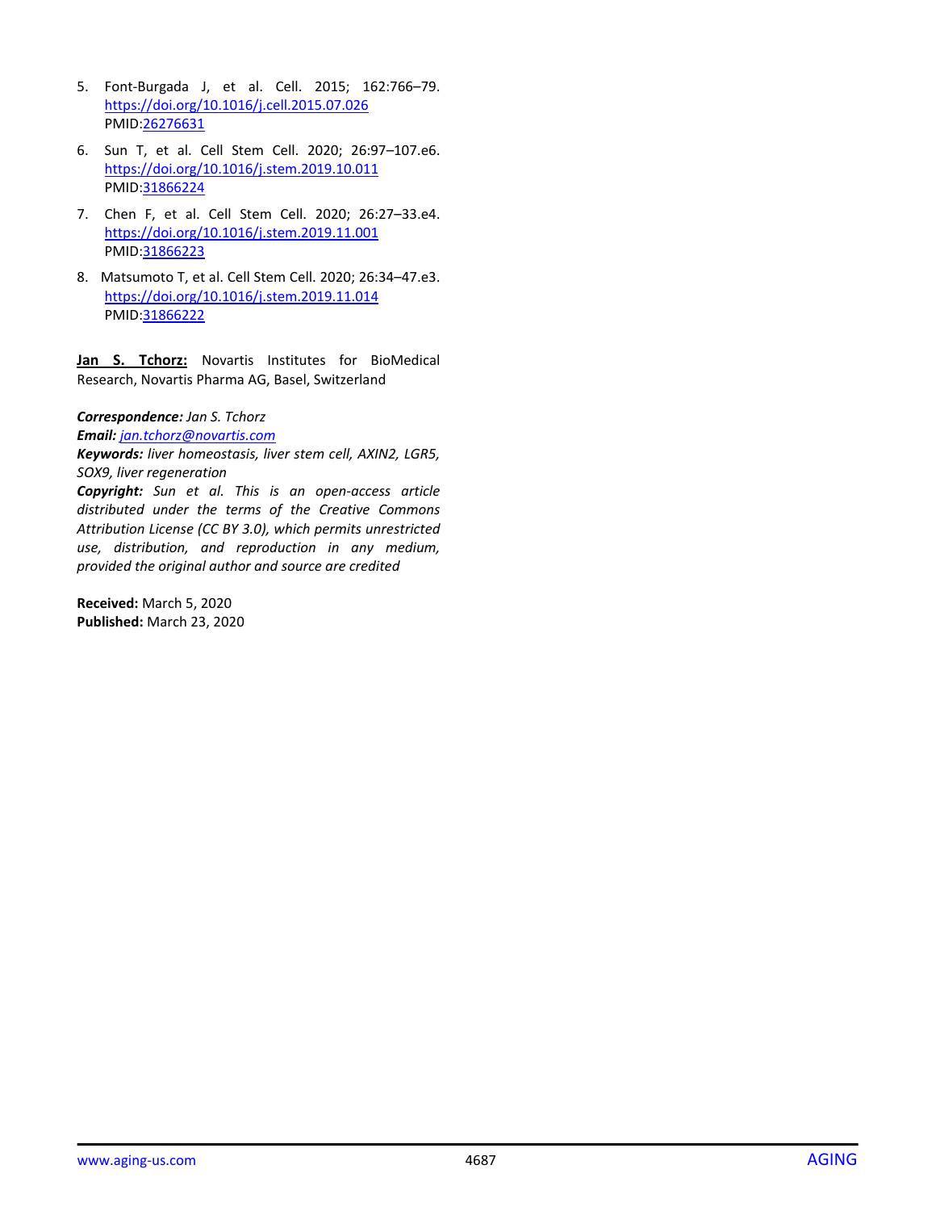5. Font-Burgada J, et al. Cell. 2015; 162:766–79. https://doi.org/10.1016/j.cell.2015.07.026 PMID:26276631

6. Sun T, et al. Cell Stem Cell. 2020; 26:97–107.e6. https://doi.org/10.1016/j.stem.2019.10.011 PMID:31866224

7. Chen F, et al. Cell Stem Cell. 2020; 26:27–33.e4. https://doi.org/10.1016/j.stem.2019.11.001 PMID:31866223

8. Matsumoto T, et al. Cell Stem Cell. 2020; 26:34–47.e3. https://doi.org/10.1016/j.stem.2019.11.014 PMID:31866222

**Jan S. Tchorz:** Novartis Institutes for BioMedical Research, Novartis Pharma AG, Basel, Switzerland

***Correspondence:*** *Jan S. Tchorz*
***Email:*** *jan.tchorz@novartis.com*
***Keywords:*** *liver homeostasis, liver stem cell, AXIN2, LGR5, SOX9, liver regeneration*
***Copyright:*** *Sun et al. This is an open-access article distributed under the terms of the Creative Commons Attribution License (CC BY 3.0), which permits unrestricted use, distribution, and reproduction in any medium, provided the original author and source are credited*

**Received:** March 5, 2020
**Published:** March 23, 2020